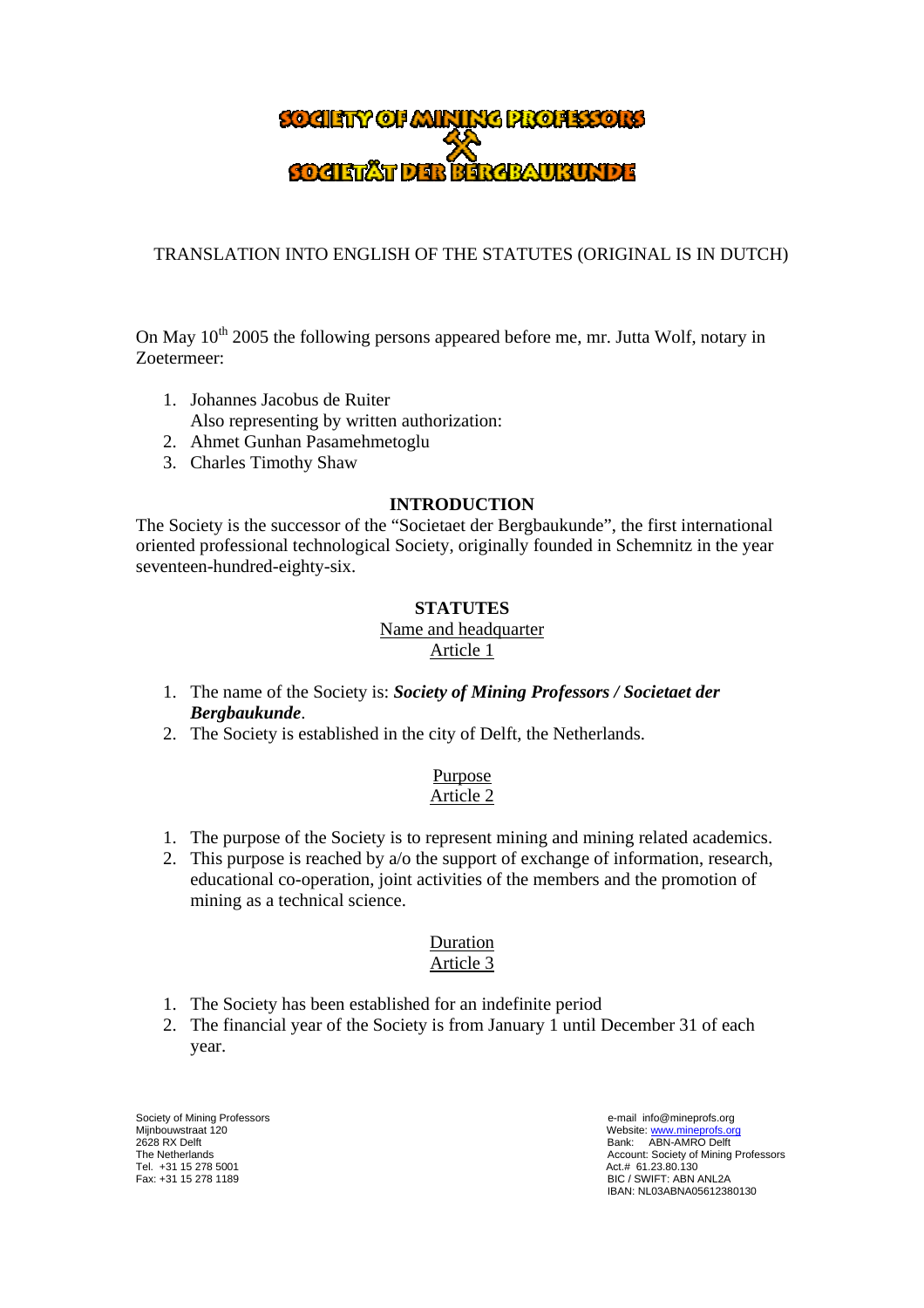# SOCIETY OF MINING PROFESSORS

# SOCIETÄT DER BERGBAUKUNDE

TRANSLATION INTO ENGLISH OF THE STATUTES (ORIGINAL IS IN DUTCH)

On May 10th 2005 the following persons appeared before me, mr. Jutta Wolf, notary in Zoetermeer:

1. Johannes Jacobus de Ruiter
   Also representing by written authorization:
2. Ahmet Gunhan Pasamehmetoglu
3. Charles Timothy Shaw

## INTRODUCTION

The Society is the successor of the "Societaet der Bergbaukunde", the first international oriented professional technological Society, originally founded in Schemnitz in the year seventeen-hundred-eighty-six.

## STATUTES

### Name and headquarter

### Article 1

1. The name of the Society is: ***Society of Mining Professors / Societaet der Bergbaukunde***.
2. The Society is established in the city of Delft, the Netherlands.

### Purpose

### Article 2

1. The purpose of the Society is to represent mining and mining related academics.
2. This purpose is reached by a/o the support of exchange of information, research, educational co-operation, joint activities of the members and the promotion of mining as a technical science.

### Duration

### Article 3

1. The Society has been established for an indefinite period
2. The financial year of the Society is from January 1 until December 31 of each year.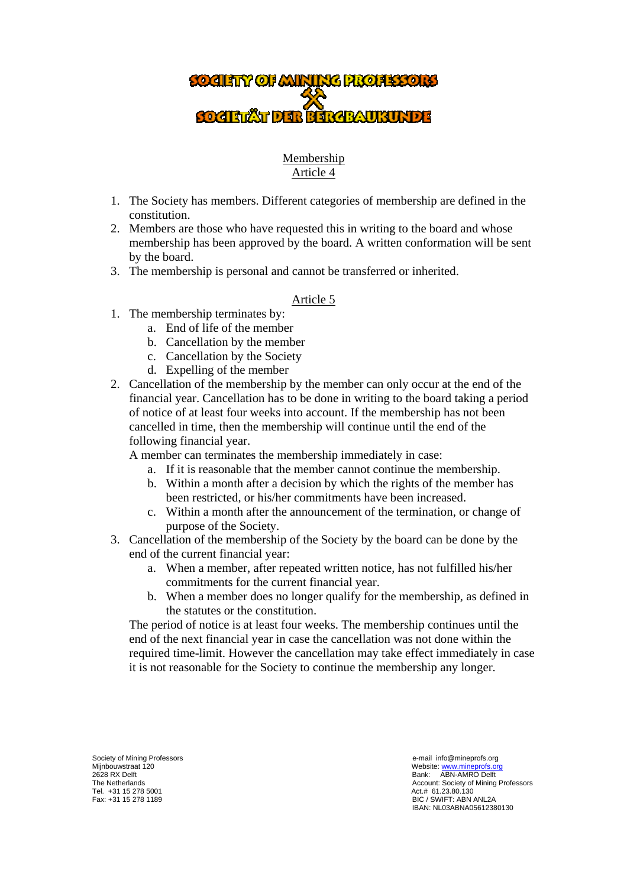## Membership

### Article 4

1. The Society has members. Different categories of membership are defined in the constitution.
2. Members are those who have requested this in writing to the board and whose membership has been approved by the board. A written conformation will be sent by the board.
3. The membership is personal and cannot be transferred or inherited.

### Article 5

1. The membership terminates by:
   a. End of life of the member
   b. Cancellation by the member
   c. Cancellation by the Society
   d. Expelling of the member
2. Cancellation of the membership by the member can only occur at the end of the financial year. Cancellation has to be done in writing to the board taking a period of notice of at least four weeks into account. If the membership has not been cancelled in time, then the membership will continue until the end of the following financial year.

   A member can terminates the membership immediately in case:
   a. If it is reasonable that the member cannot continue the membership.
   b. Within a month after a decision by which the rights of the member has been restricted, or his/her commitments have been increased.
   c. Within a month after the announcement of the termination, or change of purpose of the Society.
3. Cancellation of the membership of the Society by the board can be done by the end of the current financial year:
   a. When a member, after repeated written notice, has not fulfilled his/her commitments for the current financial year.
   b. When a member does no longer qualify for the membership, as defined in the statutes or the constitution.

   The period of notice is at least four weeks. The membership continues until the end of the next financial year in case the cancellation was not done within the required time-limit. However the cancellation may take effect immediately in case it is not reasonable for the Society to continue the membership any longer.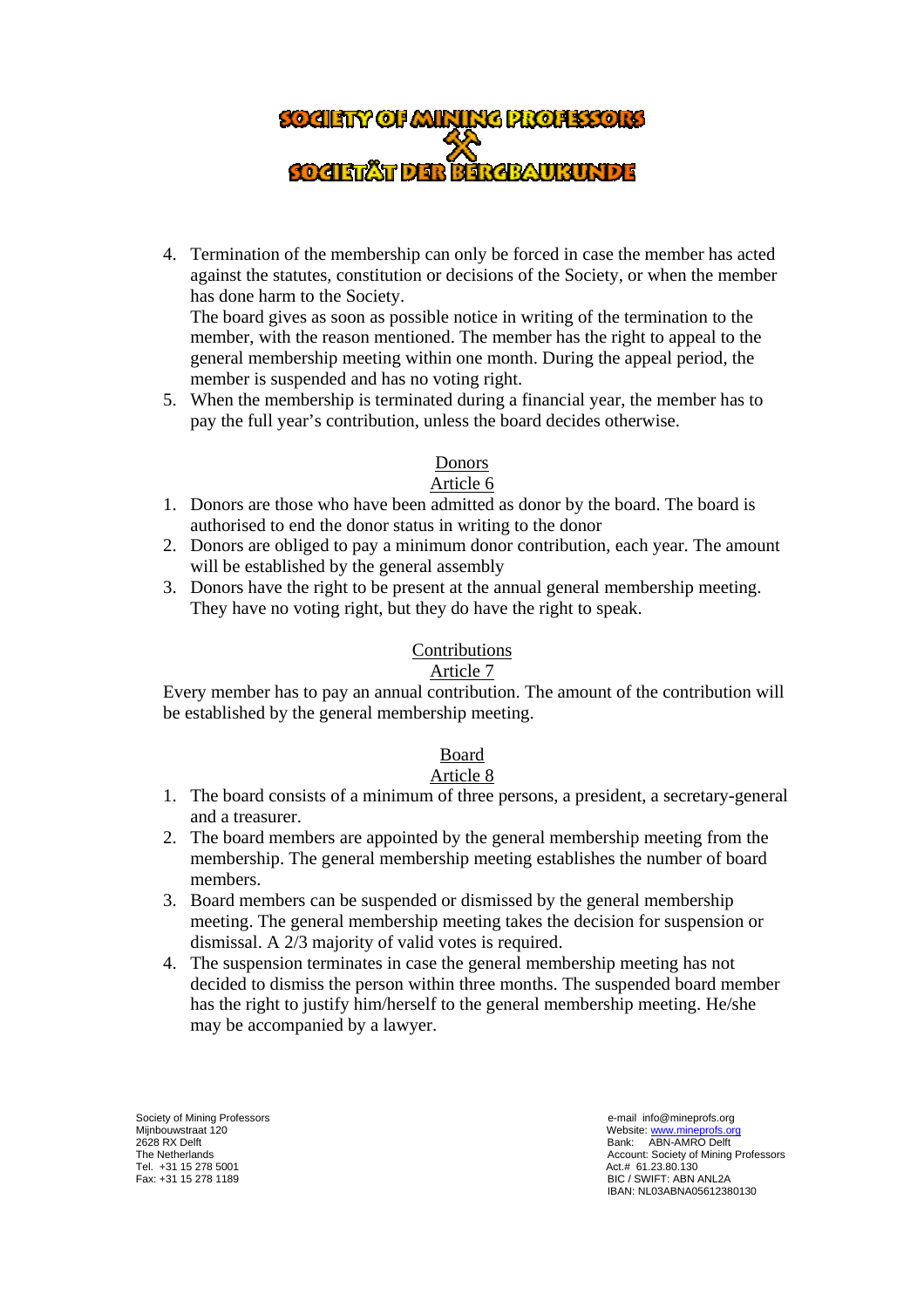4. Termination of the membership can only be forced in case the member has acted against the statutes, constitution or decisions of the Society, or when the member has done harm to the Society.
   The board gives as soon as possible notice in writing of the termination to the member, with the reason mentioned. The member has the right to appeal to the general membership meeting within one month. During the appeal period, the member is suspended and has no voting right.
5. When the membership is terminated during a financial year, the member has to pay the full year's contribution, unless the board decides otherwise.

## Donors
## Article 6

1. Donors are those who have been admitted as donor by the board. The board is authorised to end the donor status in writing to the donor
2. Donors are obliged to pay a minimum donor contribution, each year. The amount will be established by the general assembly
3. Donors have the right to be present at the annual general membership meeting. They have no voting right, but they do have the right to speak.

## Contributions
## Article 7

Every member has to pay an annual contribution. The amount of the contribution will be established by the general membership meeting.

## Board
## Article 8

1. The board consists of a minimum of three persons, a president, a secretary-general and a treasurer.
2. The board members are appointed by the general membership meeting from the membership. The general membership meeting establishes the number of board members.
3. Board members can be suspended or dismissed by the general membership meeting. The general membership meeting takes the decision for suspension or dismissal. A 2/3 majority of valid votes is required.
4. The suspension terminates in case the general membership meeting has not decided to dismiss the person within three months. The suspended board member has the right to justify him/herself to the general membership meeting. He/she may be accompanied by a lawyer.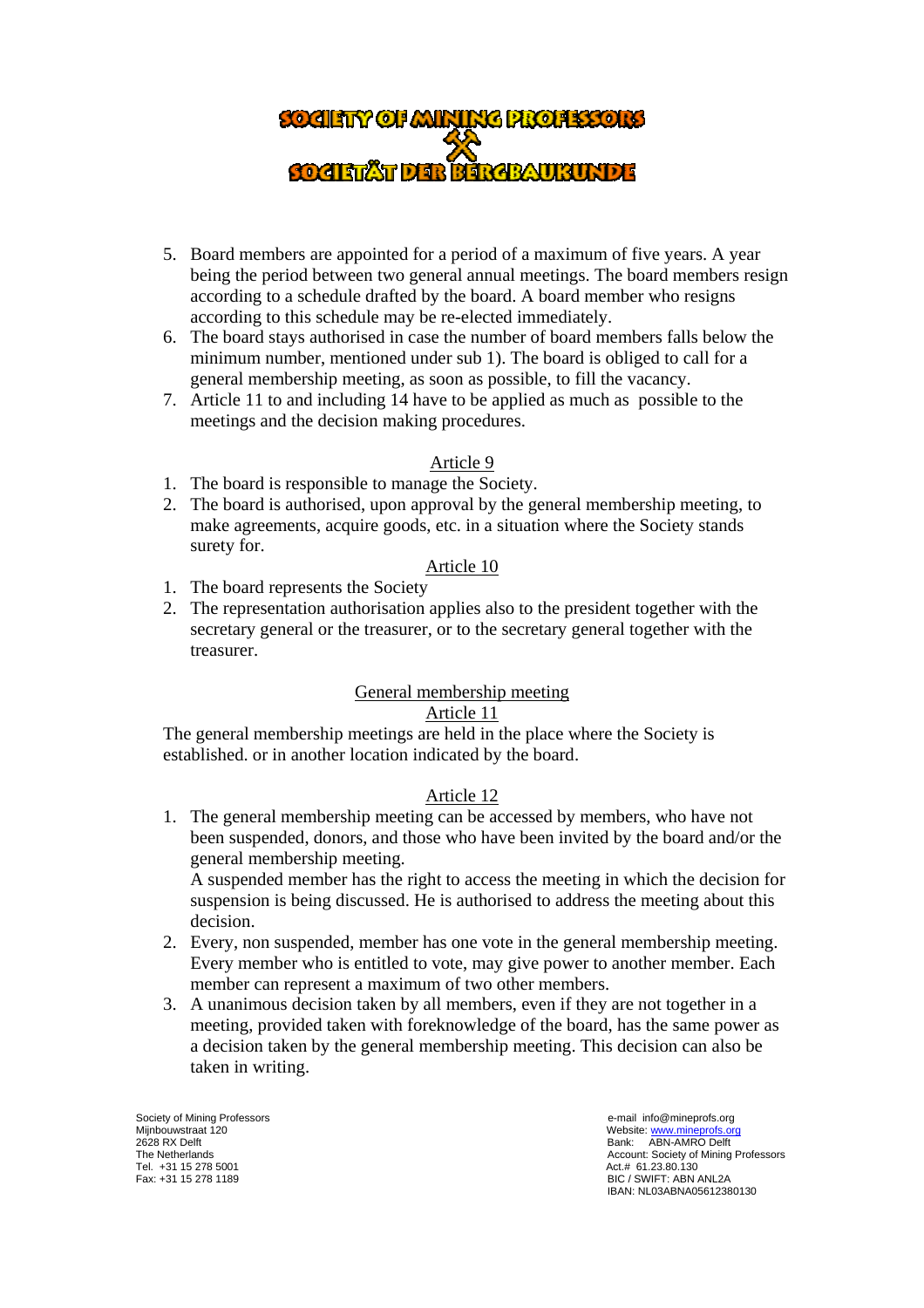5. Board members are appointed for a period of a maximum of five years. A year being the period between two general annual meetings. The board members resign according to a schedule drafted by the board. A board member who resigns according to this schedule may be re-elected immediately.
6. The board stays authorised in case the number of board members falls below the minimum number, mentioned under sub 1). The board is obliged to call for a general membership meeting, as soon as possible, to fill the vacancy.
7. Article 11 to and including 14 have to be applied as much as possible to the meetings and the decision making procedures.

Article 9

1. The board is responsible to manage the Society.
2. The board is authorised, upon approval by the general membership meeting, to make agreements, acquire goods, etc. in a situation where the Society stands surety for.

Article 10

1. The board represents the Society
2. The representation authorisation applies also to the president together with the secretary general or the treasurer, or to the secretary general together with the treasurer.

General membership meeting

Article 11

The general membership meetings are held in the place where the Society is established. or in another location indicated by the board.

Article 12

1. The general membership meeting can be accessed by members, who have not been suspended, donors, and those who have been invited by the board and/or the general membership meeting.
   A suspended member has the right to access the meeting in which the decision for suspension is being discussed. He is authorised to address the meeting about this decision.
2. Every, non suspended, member has one vote in the general membership meeting. Every member who is entitled to vote, may give power to another member. Each member can represent a maximum of two other members.
3. A unanimous decision taken by all members, even if they are not together in a meeting, provided taken with foreknowledge of the board, has the same power as a decision taken by the general membership meeting. This decision can also be taken in writing.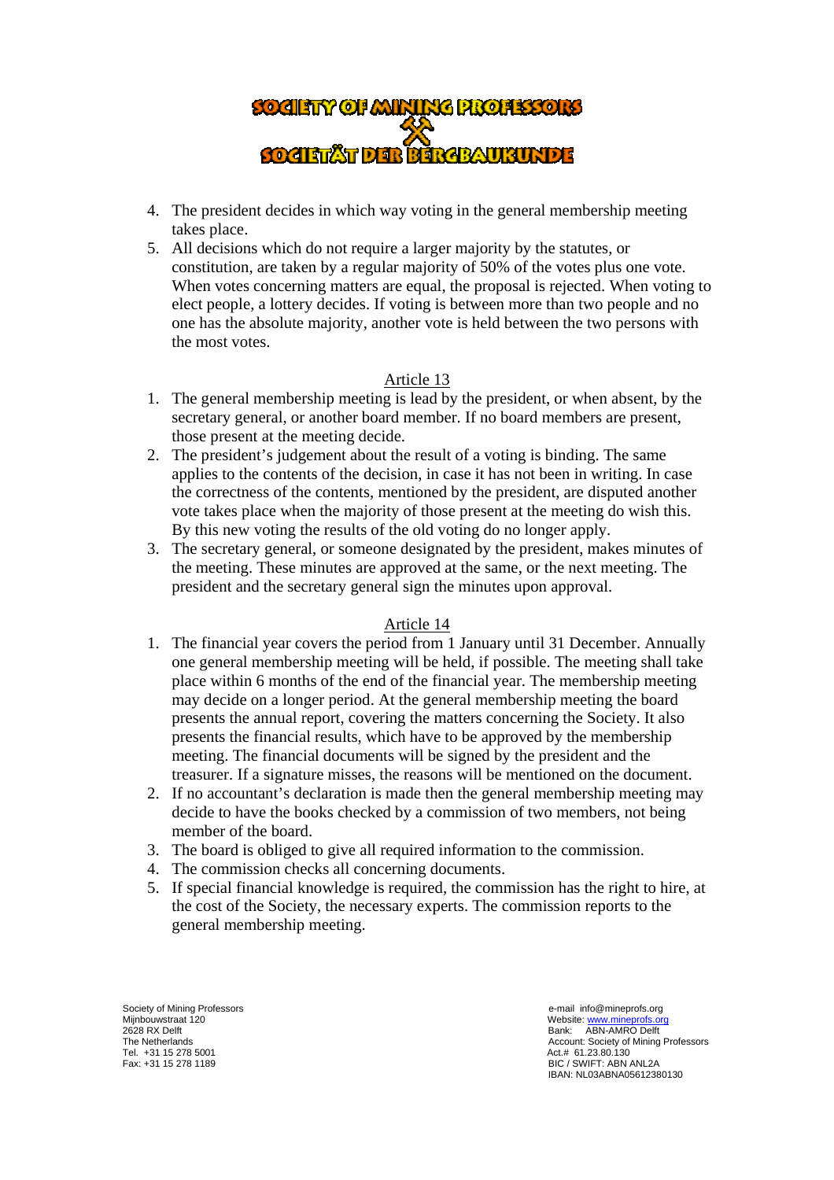4. The president decides in which way voting in the general membership meeting takes place.
5. All decisions which do not require a larger majority by the statutes, or constitution, are taken by a regular majority of 50% of the votes plus one vote. When votes concerning matters are equal, the proposal is rejected. When voting to elect people, a lottery decides. If voting is between more than two people and no one has the absolute majority, another vote is held between the two persons with the most votes.

## Article 13

1. The general membership meeting is lead by the president, or when absent, by the secretary general, or another board member. If no board members are present, those present at the meeting decide.
2. The president's judgement about the result of a voting is binding. The same applies to the contents of the decision, in case it has not been in writing. In case the correctness of the contents, mentioned by the president, are disputed another vote takes place when the majority of those present at the meeting do wish this. By this new voting the results of the old voting do no longer apply.
3. The secretary general, or someone designated by the president, makes minutes of the meeting. These minutes are approved at the same, or the next meeting. The president and the secretary general sign the minutes upon approval.

## Article 14

1. The financial year covers the period from 1 January until 31 December. Annually one general membership meeting will be held, if possible. The meeting shall take place within 6 months of the end of the financial year. The membership meeting may decide on a longer period. At the general membership meeting the board presents the annual report, covering the matters concerning the Society. It also presents the financial results, which have to be approved by the membership meeting. The financial documents will be signed by the president and the treasurer. If a signature misses, the reasons will be mentioned on the document.
2. If no accountant's declaration is made then the general membership meeting may decide to have the books checked by a commission of two members, not being member of the board.
3. The board is obliged to give all required information to the commission.
4. The commission checks all concerning documents.
5. If special financial knowledge is required, the commission has the right to hire, at the cost of the Society, the necessary experts. The commission reports to the general membership meeting.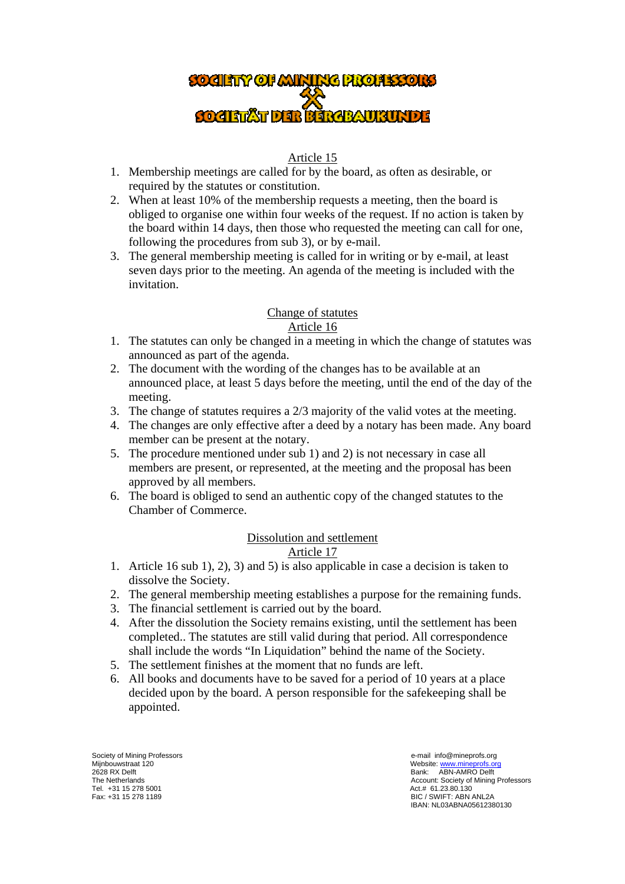## Article 15

1. Membership meetings are called for by the board, as often as desirable, or required by the statutes or constitution.
2. When at least 10% of the membership requests a meeting, then the board is obliged to organise one within four weeks of the request. If no action is taken by the board within 14 days, then those who requested the meeting can call for one, following the procedures from sub 3), or by e-mail.
3. The general membership meeting is called for in writing or by e-mail, at least seven days prior to the meeting. An agenda of the meeting is included with the invitation.

## Change of statutes

## Article 16

1. The statutes can only be changed in a meeting in which the change of statutes was announced as part of the agenda.
2. The document with the wording of the changes has to be available at an announced place, at least 5 days before the meeting, until the end of the day of the meeting.
3. The change of statutes requires a 2/3 majority of the valid votes at the meeting.
4. The changes are only effective after a deed by a notary has been made. Any board member can be present at the notary.
5. The procedure mentioned under sub 1) and 2) is not necessary in case all members are present, or represented, at the meeting and the proposal has been approved by all members.
6. The board is obliged to send an authentic copy of the changed statutes to the Chamber of Commerce.

## Dissolution and settlement

## Article 17

1. Article 16 sub 1), 2), 3) and 5) is also applicable in case a decision is taken to dissolve the Society.
2. The general membership meeting establishes a purpose for the remaining funds.
3. The financial settlement is carried out by the board.
4. After the dissolution the Society remains existing, until the settlement has been completed.. The statutes are still valid during that period. All correspondence shall include the words "In Liquidation" behind the name of the Society.
5. The settlement finishes at the moment that no funds are left.
6. All books and documents have to be saved for a period of 10 years at a place decided upon by the board. A person responsible for the safekeeping shall be appointed.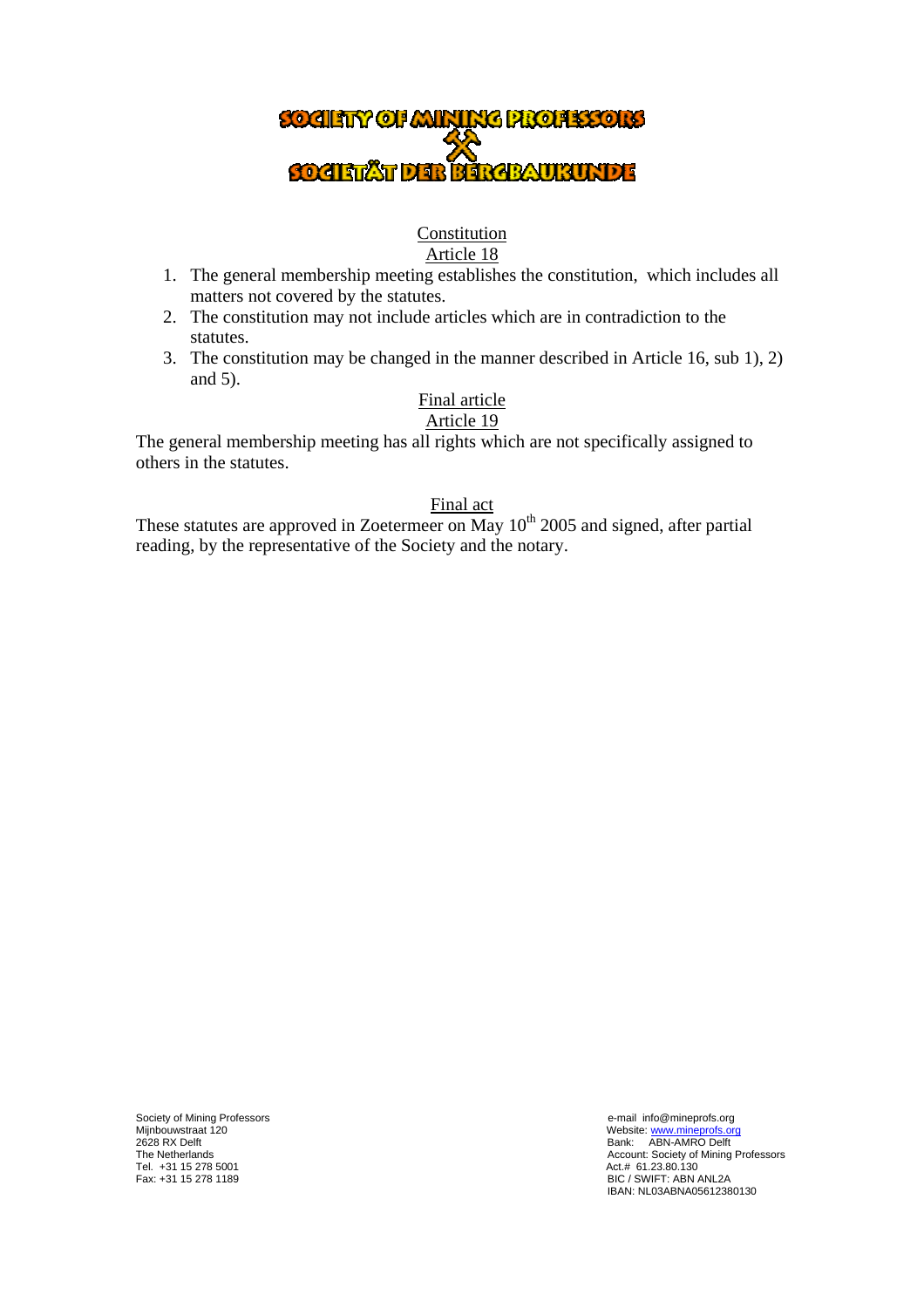## Constitution

### Article 18

1. The general membership meeting establishes the constitution, which includes all matters not covered by the statutes.
2. The constitution may not include articles which are in contradiction to the statutes.
3. The constitution may be changed in the manner described in Article 16, sub 1), 2) and 5).

## Final article

### Article 19

The general membership meeting has all rights which are not specifically assigned to others in the statutes.

## Final act

These statutes are approved in Zoetermeer on May 10th 2005 and signed, after partial reading, by the representative of the Society and the notary.